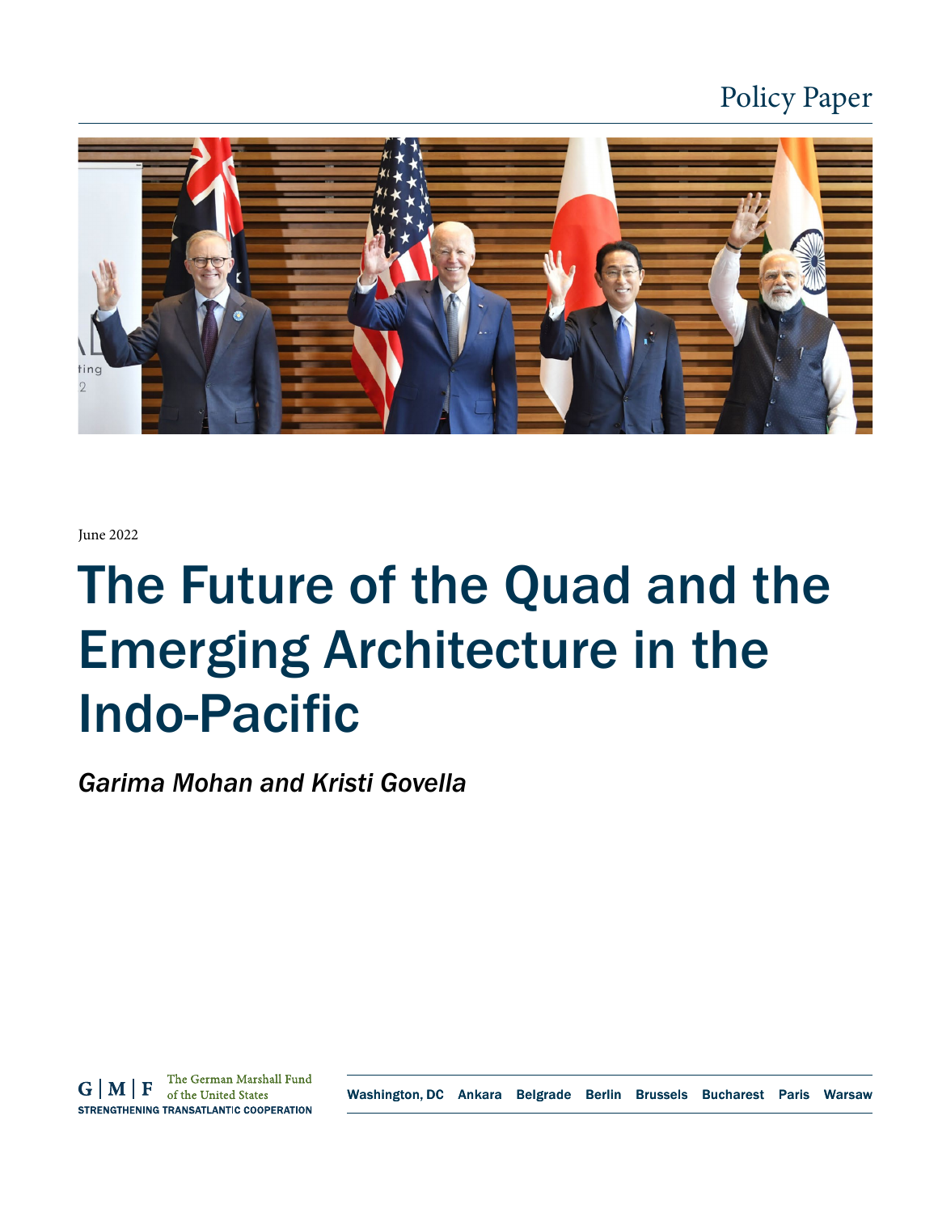Policy Paper

June 2022

# The Future of the Quad and the Emerging Architecture in the Indo-Pacific

*Garima Mohan and Kristi Govella*

G | M | F The German Marshall Fund of the United States
STRENGTHENING TRANSATLANTIC COOPERATION

Washington, DC Ankara Belgrade Berlin Brussels Bucharest Paris Warsaw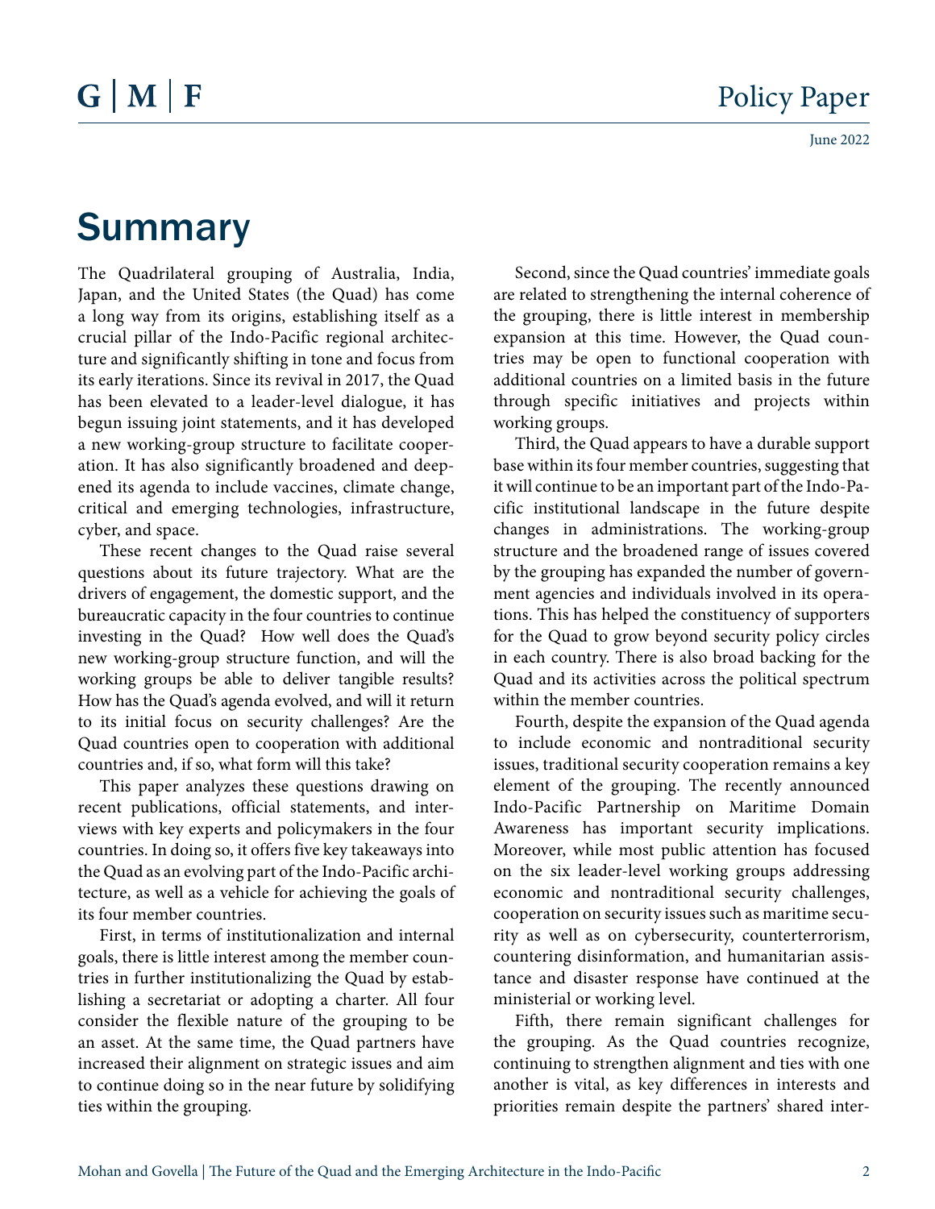# Summary

The Quadrilateral grouping of Australia, India, Japan, and the United States (the Quad) has come a long way from its origins, establishing itself as a crucial pillar of the Indo-Pacific regional architecture and significantly shifting in tone and focus from its early iterations. Since its revival in 2017, the Quad has been elevated to a leader-level dialogue, it has begun issuing joint statements, and it has developed a new working-group structure to facilitate cooperation. It has also significantly broadened and deepened its agenda to include vaccines, climate change, critical and emerging technologies, infrastructure, cyber, and space.

These recent changes to the Quad raise several questions about its future trajectory. What are the drivers of engagement, the domestic support, and the bureaucratic capacity in the four countries to continue investing in the Quad? How well does the Quad's new working-group structure function, and will the working groups be able to deliver tangible results? How has the Quad's agenda evolved, and will it return to its initial focus on security challenges? Are the Quad countries open to cooperation with additional countries and, if so, what form will this take?

This paper analyzes these questions drawing on recent publications, official statements, and interviews with key experts and policymakers in the four countries. In doing so, it offers five key takeaways into the Quad as an evolving part of the Indo-Pacific architecture, as well as a vehicle for achieving the goals of its four member countries.

First, in terms of institutionalization and internal goals, there is little interest among the member countries in further institutionalizing the Quad by establishing a secretariat or adopting a charter. All four consider the flexible nature of the grouping to be an asset. At the same time, the Quad partners have increased their alignment on strategic issues and aim to continue doing so in the near future by solidifying ties within the grouping.

Second, since the Quad countries' immediate goals are related to strengthening the internal coherence of the grouping, there is little interest in membership expansion at this time. However, the Quad countries may be open to functional cooperation with additional countries on a limited basis in the future through specific initiatives and projects within working groups.

Third, the Quad appears to have a durable support base within its four member countries, suggesting that it will continue to be an important part of the Indo-Pacific institutional landscape in the future despite changes in administrations. The working-group structure and the broadened range of issues covered by the grouping has expanded the number of government agencies and individuals involved in its operations. This has helped the constituency of supporters for the Quad to grow beyond security policy circles in each country. There is also broad backing for the Quad and its activities across the political spectrum within the member countries.

Fourth, despite the expansion of the Quad agenda to include economic and nontraditional security issues, traditional security cooperation remains a key element of the grouping. The recently announced Indo-Pacific Partnership on Maritime Domain Awareness has important security implications. Moreover, while most public attention has focused on the six leader-level working groups addressing economic and nontraditional security challenges, cooperation on security issues such as maritime security as well as on cybersecurity, counterterrorism, countering disinformation, and humanitarian assistance and disaster response have continued at the ministerial or working level.

Fifth, there remain significant challenges for the grouping. As the Quad countries recognize, continuing to strengthen alignment and ties with one another is vital, as key differences in interests and priorities remain despite the partners' shared inter-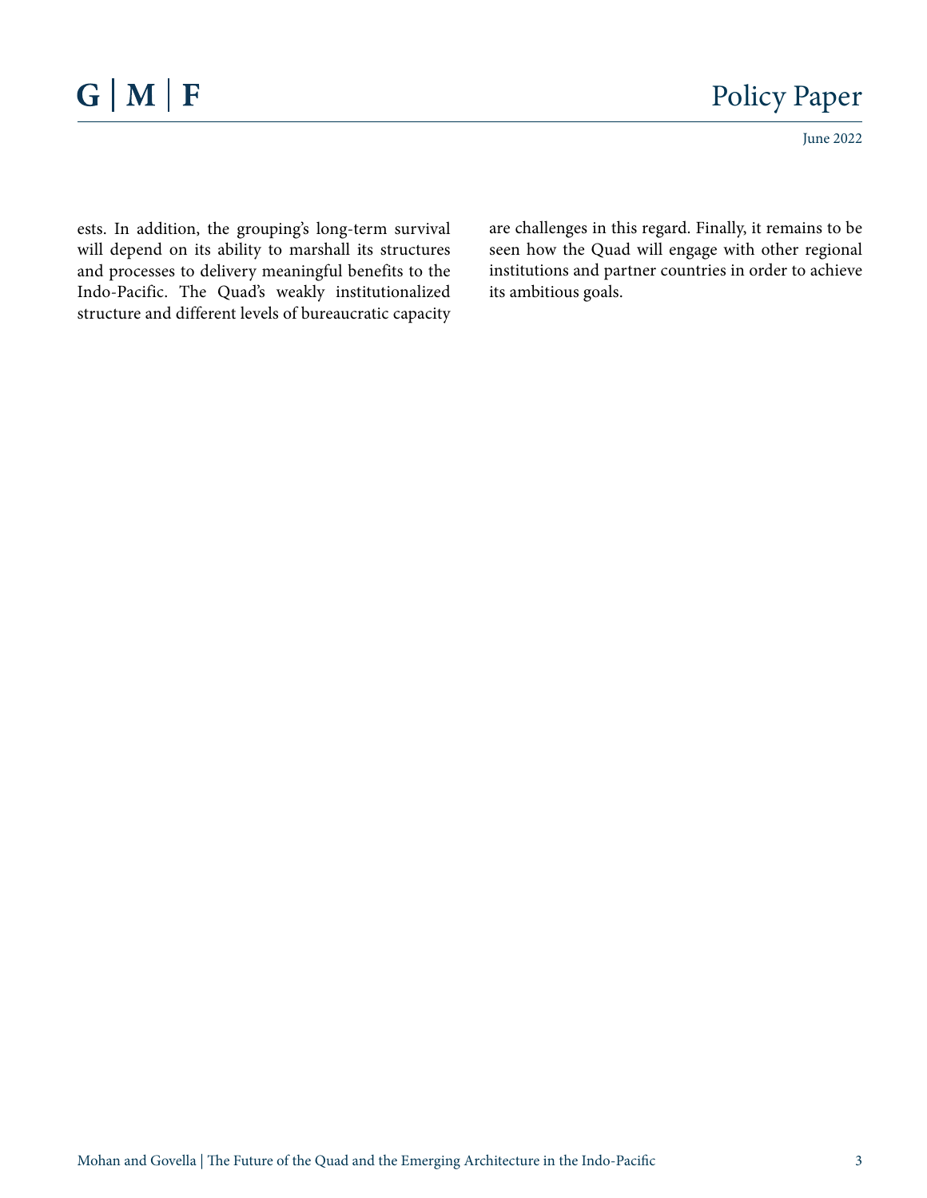ests. In addition, the grouping's long-term survival will depend on its ability to marshall its structures and processes to delivery meaningful benefits to the Indo-Pacific. The Quad's weakly institutionalized structure and different levels of bureaucratic capacity are challenges in this regard. Finally, it remains to be seen how the Quad will engage with other regional institutions and partner countries in order to achieve its ambitious goals.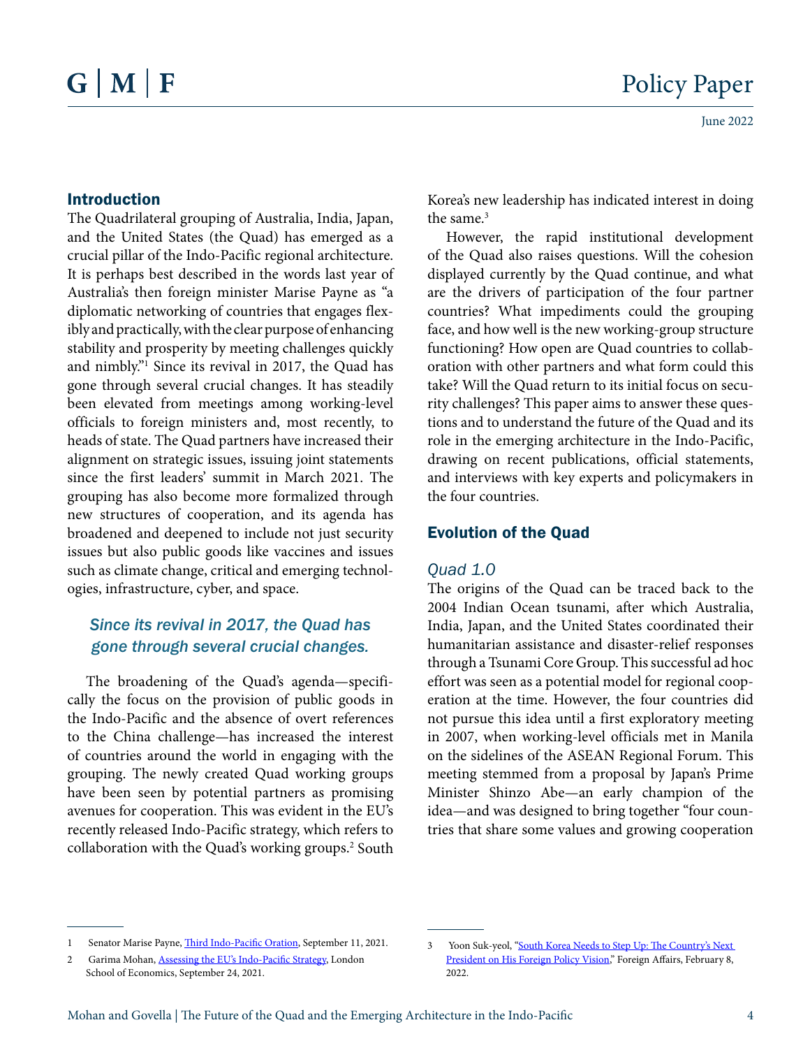## Introduction

The Quadrilateral grouping of Australia, India, Japan, and the United States (the Quad) has emerged as a crucial pillar of the Indo-Pacific regional architecture. It is perhaps best described in the words last year of Australia's then foreign minister Marise Payne as "a diplomatic networking of countries that engages flexibly and practically, with the clear purpose of enhancing stability and prosperity by meeting challenges quickly and nimbly."[1] Since its revival in 2017, the Quad has gone through several crucial changes. It has steadily been elevated from meetings among working-level officials to foreign ministers and, most recently, to heads of state. The Quad partners have increased their alignment on strategic issues, issuing joint statements since the first leaders' summit in March 2021. The grouping has also become more formalized through new structures of cooperation, and its agenda has broadened and deepened to include not just security issues but also public goods like vaccines and issues such as climate change, critical and emerging technologies, infrastructure, cyber, and space.

*Since its revival in 2017, the Quad has gone through several crucial changes.*

The broadening of the Quad's agenda—specifically the focus on the provision of public goods in the Indo-Pacific and the absence of overt references to the China challenge—has increased the interest of countries around the world in engaging with the grouping. The newly created Quad working groups have been seen by potential partners as promising avenues for cooperation. This was evident in the EU's recently released Indo-Pacific strategy, which refers to collaboration with the Quad's working groups.[2] South Korea's new leadership has indicated interest in doing the same.[3]

However, the rapid institutional development of the Quad also raises questions. Will the cohesion displayed currently by the Quad continue, and what are the drivers of participation of the four partner countries? What impediments could the grouping face, and how well is the new working-group structure functioning? How open are Quad countries to collaboration with other partners and what form could this take? Will the Quad return to its initial focus on security challenges? This paper aims to answer these questions and to understand the future of the Quad and its role in the emerging architecture in the Indo-Pacific, drawing on recent publications, official statements, and interviews with key experts and policymakers in the four countries.

## Evolution of the Quad

### *Quad 1.0*

The origins of the Quad can be traced back to the 2004 Indian Ocean tsunami, after which Australia, India, Japan, and the United States coordinated their humanitarian assistance and disaster-relief responses through a Tsunami Core Group. This successful ad hoc effort was seen as a potential model for regional cooperation at the time. However, the four countries did not pursue this idea until a first exploratory meeting in 2007, when working-level officials met in Manila on the sidelines of the ASEAN Regional Forum. This meeting stemmed from a proposal by Japan's Prime Minister Shinzo Abe—an early champion of the idea—and was designed to bring together "four countries that share some values and growing cooperation

---

1 Senator Marise Payne, Third Indo-Pacific Oration, September 11, 2021.

2 Garima Mohan, Assessing the EU's Indo-Pacific Strategy, London School of Economics, September 24, 2021.

3 Yoon Suk-yeol, "South Korea Needs to Step Up: The Country's Next President on His Foreign Policy Vision," Foreign Affairs, February 8, 2022.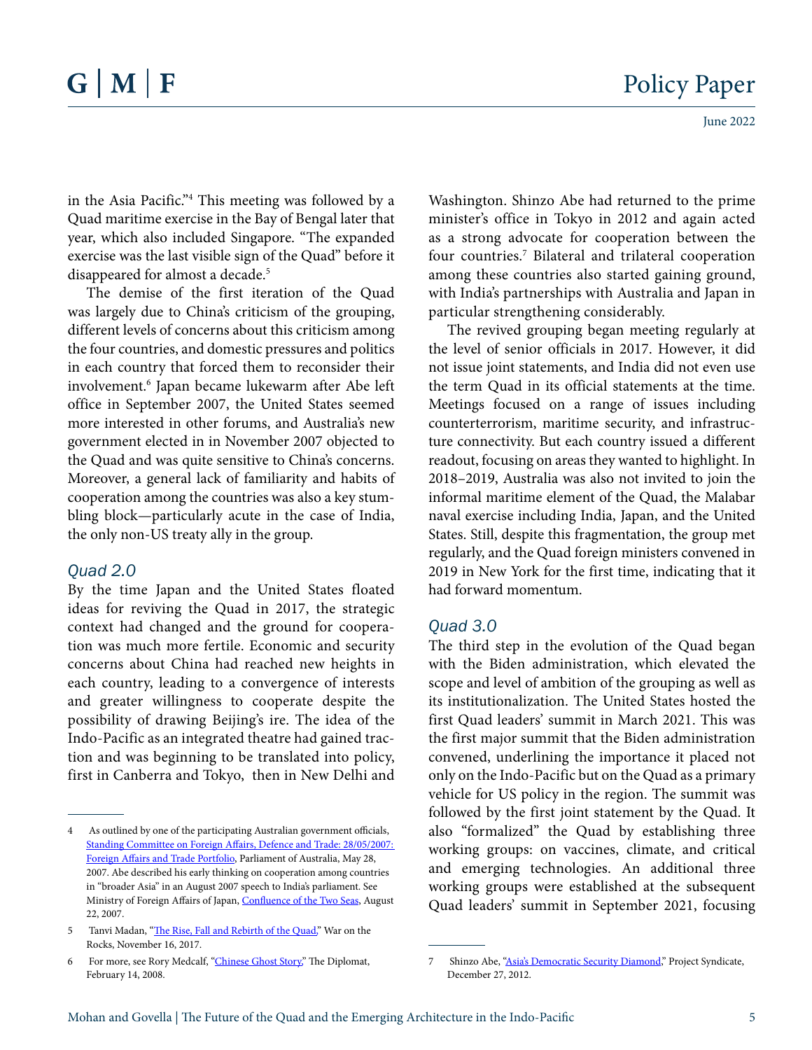in the Asia Pacific."[4] This meeting was followed by a Quad maritime exercise in the Bay of Bengal later that year, which also included Singapore. "The expanded exercise was the last visible sign of the Quad" before it disappeared for almost a decade.[5]

The demise of the first iteration of the Quad was largely due to China's criticism of the grouping, different levels of concerns about this criticism among the four countries, and domestic pressures and politics in each country that forced them to reconsider their involvement.[6] Japan became lukewarm after Abe left office in September 2007, the United States seemed more interested in other forums, and Australia's new government elected in in November 2007 objected to the Quad and was quite sensitive to China's concerns. Moreover, a general lack of familiarity and habits of cooperation among the countries was also a key stumbling block—particularly acute in the case of India, the only non-US treaty ally in the group.

### *Quad 2.0*

By the time Japan and the United States floated ideas for reviving the Quad in 2017, the strategic context had changed and the ground for cooperation was much more fertile. Economic and security concerns about China had reached new heights in each country, leading to a convergence of interests and greater willingness to cooperate despite the possibility of drawing Beijing's ire. The idea of the Indo-Pacific as an integrated theatre had gained traction and was beginning to be translated into policy, first in Canberra and Tokyo, then in New Delhi and Washington. Shinzo Abe had returned to the prime minister's office in Tokyo in 2012 and again acted as a strong advocate for cooperation between the four countries.[7] Bilateral and trilateral cooperation among these countries also started gaining ground, with India's partnerships with Australia and Japan in particular strengthening considerably.

The revived grouping began meeting regularly at the level of senior officials in 2017. However, it did not issue joint statements, and India did not even use the term Quad in its official statements at the time. Meetings focused on a range of issues including counterterrorism, maritime security, and infrastructure connectivity. But each country issued a different readout, focusing on areas they wanted to highlight. In 2018–2019, Australia was also not invited to join the informal maritime element of the Quad, the Malabar naval exercise including India, Japan, and the United States. Still, despite this fragmentation, the group met regularly, and the Quad foreign ministers convened in 2019 in New York for the first time, indicating that it had forward momentum.

### *Quad 3.0*

The third step in the evolution of the Quad began with the Biden administration, which elevated the scope and level of ambition of the grouping as well as its institutionalization. The United States hosted the first Quad leaders' summit in March 2021. This was the first major summit that the Biden administration convened, underlining the importance it placed not only on the Indo-Pacific but on the Quad as a primary vehicle for US policy in the region. The summit was followed by the first joint statement by the Quad. It also "formalized" the Quad by establishing three working groups: on vaccines, climate, and critical and emerging technologies. An additional three working groups were established at the subsequent Quad leaders' summit in September 2021, focusing

---

4 As outlined by one of the participating Australian government officials, Standing Committee on Foreign Affairs, Defence and Trade: 28/05/2007: Foreign Affairs and Trade Portfolio, Parliament of Australia, May 28, 2007. Abe described his early thinking on cooperation among countries in "broader Asia" in an August 2007 speech to India's parliament. See Ministry of Foreign Affairs of Japan, Confluence of the Two Seas, August 22, 2007.

5 Tanvi Madan, "The Rise, Fall and Rebirth of the Quad," War on the Rocks, November 16, 2017.

6 For more, see Rory Medcalf, "Chinese Ghost Story," The Diplomat, February 14, 2008.

7 Shinzo Abe, "Asia's Democratic Security Diamond," Project Syndicate, December 27, 2012.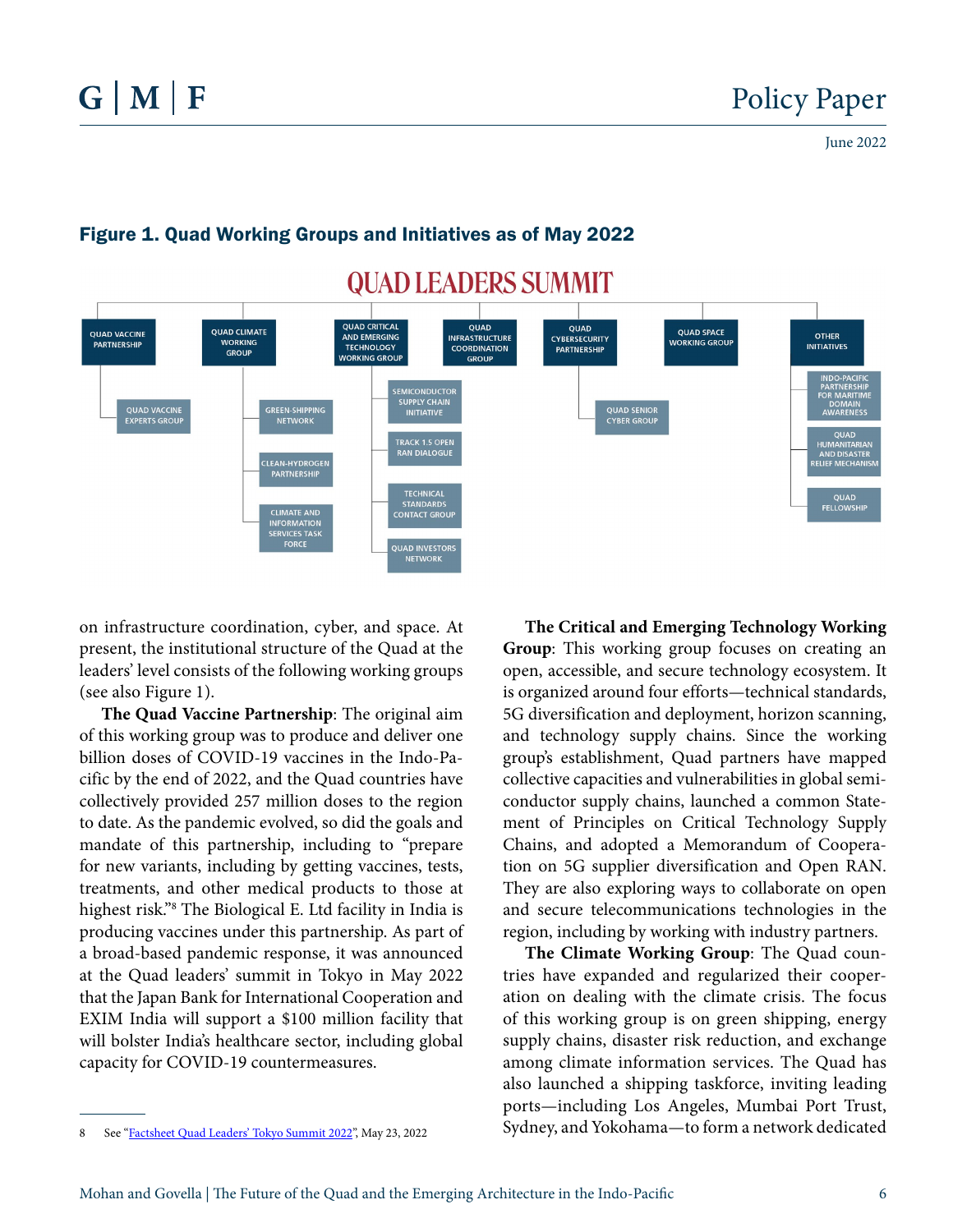## Figure 1. Quad Working Groups and Initiatives as of May 2022

QUAD LEADERS SUMMIT

- QUAD VACCINE PARTNERSHIP
  - QUAD VACCINE EXPERTS GROUP
- QUAD CLIMATE WORKING GROUP
  - GREEN-SHIPPING NETWORK
  - CLEAN-HYDROGEN PARTNERSHIP
  - CLIMATE AND INFORMATION SERVICES TASK FORCE
- QUAD CRITICAL AND EMERGING TECHNOLOGY WORKING GROUP
  - SEMICONDUCTOR SUPPLY CHAIN INITIATIVE
  - TRACK 1.5 OPEN RAN DIALOGUE
  - TECHNICAL STANDARDS CONTACT GROUP
  - QUAD INVESTORS NETWORK
- QUAD INFRASTRUCTURE COORDINATION GROUP
- QUAD CYBERSECURITY PARTNERSHIP
  - QUAD SENIOR CYBER GROUP
- QUAD SPACE WORKING GROUP
- OTHER INITIATIVES
  - INDO-PACIFIC PARTNERSHIP FOR MARITIME DOMAIN AWARENESS
  - QUAD HUMANITARIAN AND DISASTER RELIEF MECHANISM
  - QUAD FELLOWSHIP

on infrastructure coordination, cyber, and space. At present, the institutional structure of the Quad at the leaders' level consists of the following working groups (see also Figure 1).

**The Quad Vaccine Partnership**: The original aim of this working group was to produce and deliver one billion doses of COVID-19 vaccines in the Indo-Pacific by the end of 2022, and the Quad countries have collectively provided 257 million doses to the region to date. As the pandemic evolved, so did the goals and mandate of this partnership, including to "prepare for new variants, including by getting vaccines, tests, treatments, and other medical products to those at highest risk."[8] The Biological E. Ltd facility in India is producing vaccines under this partnership. As part of a broad-based pandemic response, it was announced at the Quad leaders' summit in Tokyo in May 2022 that the Japan Bank for International Cooperation and EXIM India will support a $100 million facility that will bolster India's healthcare sector, including global capacity for COVID-19 countermeasures.

**The Critical and Emerging Technology Working Group**: This working group focuses on creating an open, accessible, and secure technology ecosystem. It is organized around four efforts—technical standards, 5G diversification and deployment, horizon scanning, and technology supply chains. Since the working group's establishment, Quad partners have mapped collective capacities and vulnerabilities in global semiconductor supply chains, launched a common Statement of Principles on Critical Technology Supply Chains, and adopted a Memorandum of Cooperation on 5G supplier diversification and Open RAN. They are also exploring ways to collaborate on open and secure telecommunications technologies in the region, including by working with industry partners.

**The Climate Working Group**: The Quad countries have expanded and regularized their cooperation on dealing with the climate crisis. The focus of this working group is on green shipping, energy supply chains, disaster risk reduction, and exchange among climate information services. The Quad has also launched a shipping taskforce, inviting leading ports—including Los Angeles, Mumbai Port Trust, Sydney, and Yokohama—to form a network dedicated

---

8 See "Factsheet Quad Leaders' Tokyo Summit 2022", May 23, 2022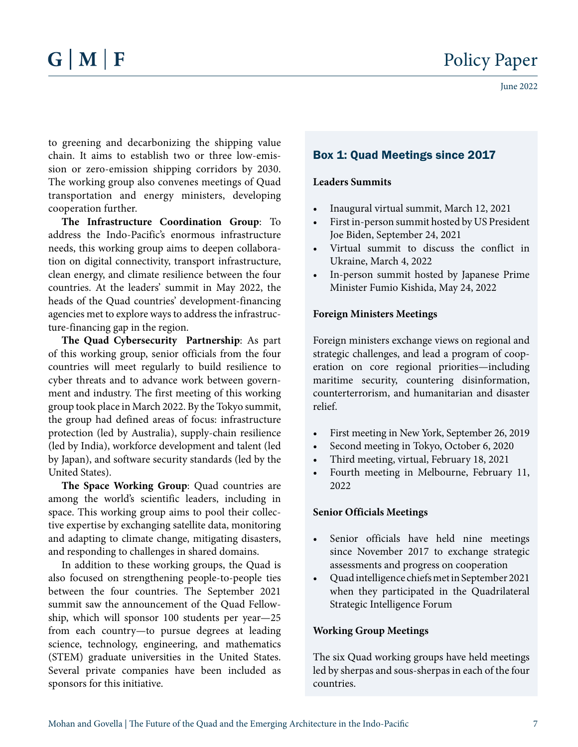to greening and decarbonizing the shipping value chain. It aims to establish two or three low-emission or zero-emission shipping corridors by 2030. The working group also convenes meetings of Quad transportation and energy ministers, developing cooperation further.

**The Infrastructure Coordination Group**: To address the Indo-Pacific's enormous infrastructure needs, this working group aims to deepen collaboration on digital connectivity, transport infrastructure, clean energy, and climate resilience between the four countries. At the leaders' summit in May 2022, the heads of the Quad countries' development-financing agencies met to explore ways to address the infrastructure-financing gap in the region.

**The Quad Cybersecurity Partnership**: As part of this working group, senior officials from the four countries will meet regularly to build resilience to cyber threats and to advance work between government and industry. The first meeting of this working group took place in March 2022. By the Tokyo summit, the group had defined areas of focus: infrastructure protection (led by Australia), supply-chain resilience (led by India), workforce development and talent (led by Japan), and software security standards (led by the United States).

**The Space Working Group**: Quad countries are among the world's scientific leaders, including in space. This working group aims to pool their collective expertise by exchanging satellite data, monitoring and adapting to climate change, mitigating disasters, and responding to challenges in shared domains.

In addition to these working groups, the Quad is also focused on strengthening people-to-people ties between the four countries. The September 2021 summit saw the announcement of the Quad Fellowship, which will sponsor 100 students per year—25 from each country—to pursue degrees at leading science, technology, engineering, and mathematics (STEM) graduate universities in the United States. Several private companies have been included as sponsors for this initiative.

## Box 1: Quad Meetings since 2017

**Leaders Summits**

- Inaugural virtual summit, March 12, 2021
- First in-person summit hosted by US President Joe Biden, September 24, 2021
- Virtual summit to discuss the conflict in Ukraine, March 4, 2022
- In-person summit hosted by Japanese Prime Minister Fumio Kishida, May 24, 2022

**Foreign Ministers Meetings**

Foreign ministers exchange views on regional and strategic challenges, and lead a program of cooperation on core regional priorities—including maritime security, countering disinformation, counterterrorism, and humanitarian and disaster relief.

- First meeting in New York, September 26, 2019
- Second meeting in Tokyo, October 6, 2020
- Third meeting, virtual, February 18, 2021
- Fourth meeting in Melbourne, February 11, 2022

**Senior Officials Meetings**

- Senior officials have held nine meetings since November 2017 to exchange strategic assessments and progress on cooperation
- Quad intelligence chiefs met in September 2021 when they participated in the Quadrilateral Strategic Intelligence Forum

**Working Group Meetings**

The six Quad working groups have held meetings led by sherpas and sous-sherpas in each of the four countries.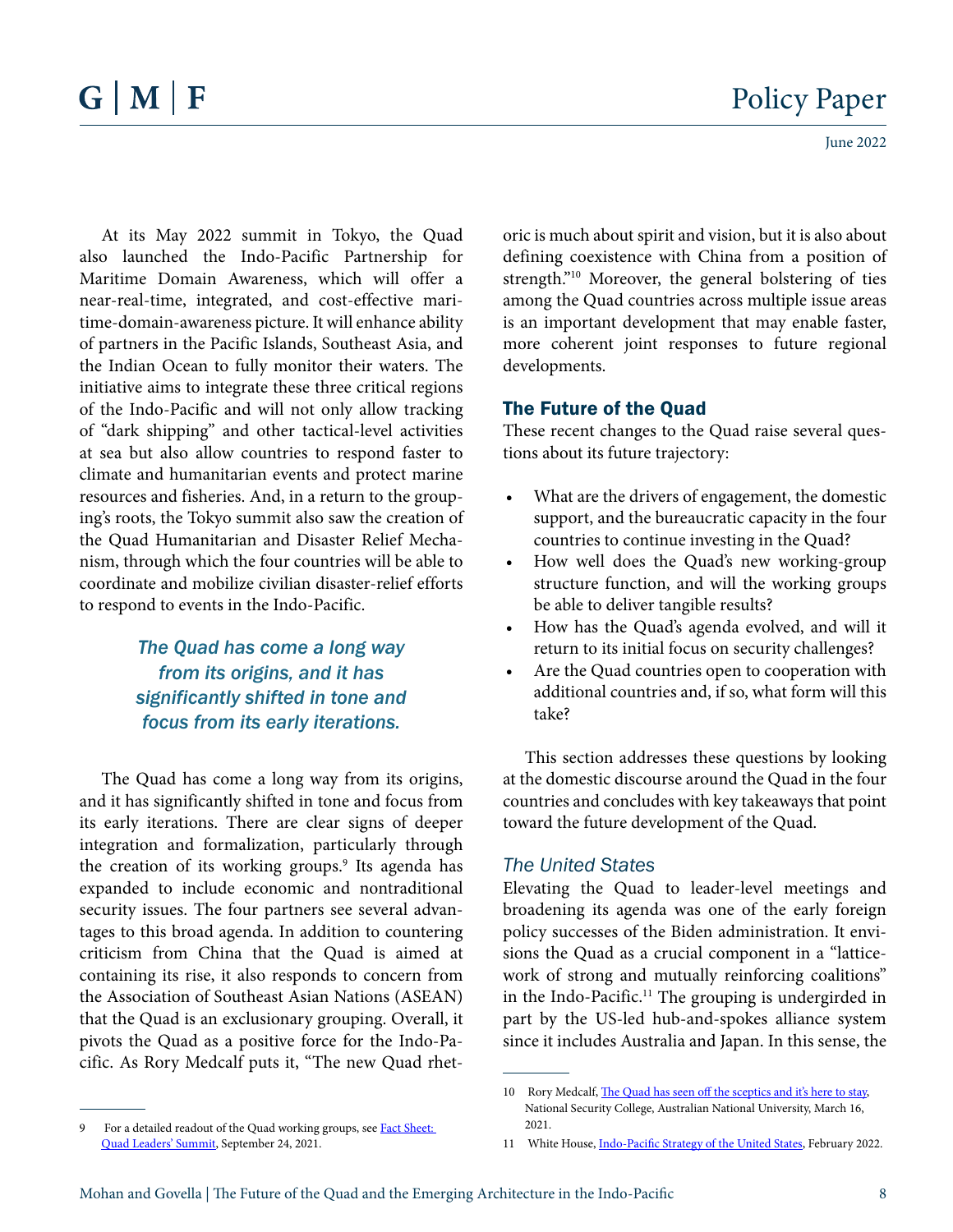At its May 2022 summit in Tokyo, the Quad also launched the Indo-Pacific Partnership for Maritime Domain Awareness, which will offer a near-real-time, integrated, and cost-effective maritime-domain-awareness picture. It will enhance ability of partners in the Pacific Islands, Southeast Asia, and the Indian Ocean to fully monitor their waters. The initiative aims to integrate these three critical regions of the Indo-Pacific and will not only allow tracking of "dark shipping" and other tactical-level activities at sea but also allow countries to respond faster to climate and humanitarian events and protect marine resources and fisheries. And, in a return to the grouping's roots, the Tokyo summit also saw the creation of the Quad Humanitarian and Disaster Relief Mechanism, through which the four countries will be able to coordinate and mobilize civilian disaster-relief efforts to respond to events in the Indo-Pacific.

> *The Quad has come a long way from its origins, and it has significantly shifted in tone and focus from its early iterations.*

The Quad has come a long way from its origins, and it has significantly shifted in tone and focus from its early iterations. There are clear signs of deeper integration and formalization, particularly through the creation of its working groups.[9] Its agenda has expanded to include economic and nontraditional security issues. The four partners see several advantages to this broad agenda. In addition to countering criticism from China that the Quad is aimed at containing its rise, it also responds to concern from the Association of Southeast Asian Nations (ASEAN) that the Quad is an exclusionary grouping. Overall, it pivots the Quad as a positive force for the Indo-Pacific. As Rory Medcalf puts it, "The new Quad rhetoric is much about spirit and vision, but it is also about defining coexistence with China from a position of strength."[10] Moreover, the general bolstering of ties among the Quad countries across multiple issue areas is an important development that may enable faster, more coherent joint responses to future regional developments.

## The Future of the Quad

These recent changes to the Quad raise several questions about its future trajectory:

- What are the drivers of engagement, the domestic support, and the bureaucratic capacity in the four countries to continue investing in the Quad?
- How well does the Quad's new working-group structure function, and will the working groups be able to deliver tangible results?
- How has the Quad's agenda evolved, and will it return to its initial focus on security challenges?
- Are the Quad countries open to cooperation with additional countries and, if so, what form will this take?

This section addresses these questions by looking at the domestic discourse around the Quad in the four countries and concludes with key takeaways that point toward the future development of the Quad.

### *The United States*

Elevating the Quad to leader-level meetings and broadening its agenda was one of the early foreign policy successes of the Biden administration. It envisions the Quad as a crucial component in a "latticework of strong and mutually reinforcing coalitions" in the Indo-Pacific.[11] The grouping is undergirded in part by the US-led hub-and-spokes alliance system since it includes Australia and Japan. In this sense, the

---

9 For a detailed readout of the Quad working groups, see [Fact Sheet: Quad Leaders' Summit](), September 24, 2021.

10 Rory Medcalf, [The Quad has seen off the sceptics and it's here to stay](), National Security College, Australian National University, March 16, 2021.

11 White House, [Indo-Pacific Strategy of the United States](), February 2022.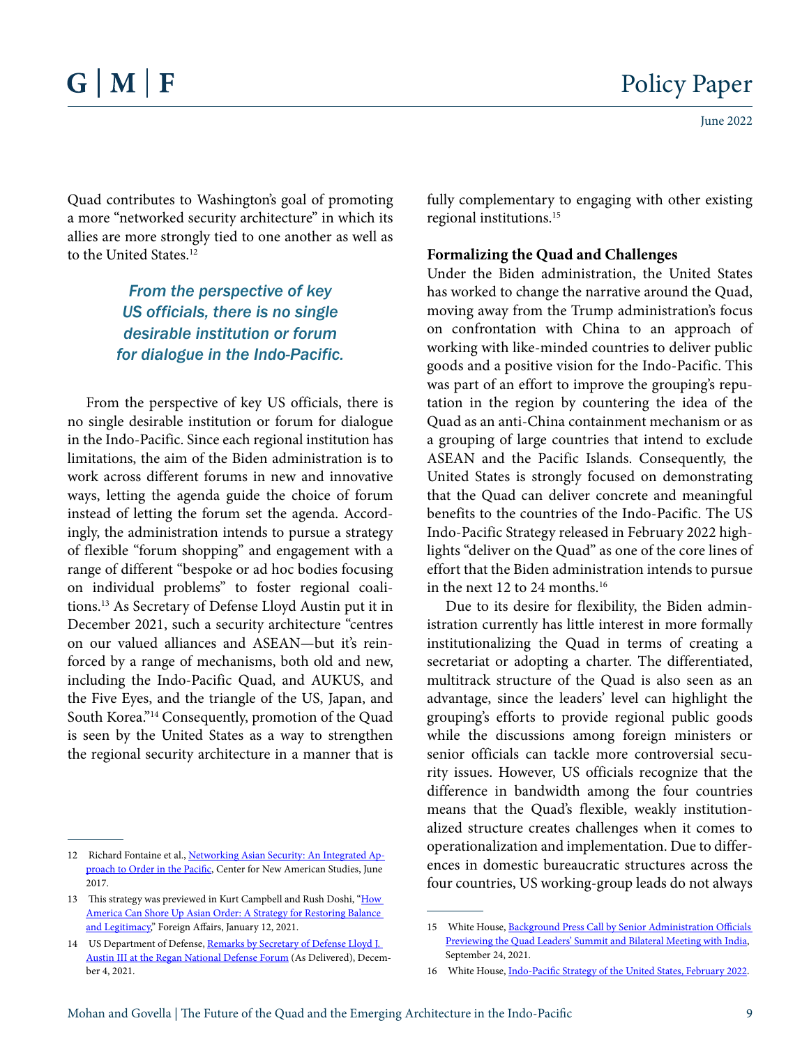Quad contributes to Washington's goal of promoting a more "networked security architecture" in which its allies are more strongly tied to one another as well as to the United States.[12]

*From the perspective of key US officials, there is no single desirable institution or forum for dialogue in the Indo-Pacific.*

From the perspective of key US officials, there is no single desirable institution or forum for dialogue in the Indo-Pacific. Since each regional institution has limitations, the aim of the Biden administration is to work across different forums in new and innovative ways, letting the agenda guide the choice of forum instead of letting the forum set the agenda. Accordingly, the administration intends to pursue a strategy of flexible "forum shopping" and engagement with a range of different "bespoke or ad hoc bodies focusing on individual problems" to foster regional coalitions.[13] As Secretary of Defense Lloyd Austin put it in December 2021, such a security architecture "centres on our valued alliances and ASEAN—but it's reinforced by a range of mechanisms, both old and new, including the Indo-Pacific Quad, and AUKUS, and the Five Eyes, and the triangle of the US, Japan, and South Korea."[14] Consequently, promotion of the Quad is seen by the United States as a way to strengthen the regional security architecture in a manner that is fully complementary to engaging with other existing regional institutions.[15]

**Formalizing the Quad and Challenges**

Under the Biden administration, the United States has worked to change the narrative around the Quad, moving away from the Trump administration's focus on confrontation with China to an approach of working with like-minded countries to deliver public goods and a positive vision for the Indo-Pacific. This was part of an effort to improve the grouping's reputation in the region by countering the idea of the Quad as an anti-China containment mechanism or as a grouping of large countries that intend to exclude ASEAN and the Pacific Islands. Consequently, the United States is strongly focused on demonstrating that the Quad can deliver concrete and meaningful benefits to the countries of the Indo-Pacific. The US Indo-Pacific Strategy released in February 2022 highlights "deliver on the Quad" as one of the core lines of effort that the Biden administration intends to pursue in the next 12 to 24 months.[16]

Due to its desire for flexibility, the Biden administration currently has little interest in more formally institutionalizing the Quad in terms of creating a secretariat or adopting a charter. The differentiated, multitrack structure of the Quad is also seen as an advantage, since the leaders' level can highlight the grouping's efforts to provide regional public goods while the discussions among foreign ministers or senior officials can tackle more controversial security issues. However, US officials recognize that the difference in bandwidth among the four countries means that the Quad's flexible, weakly institutionalized structure creates challenges when it comes to operationalization and implementation. Due to differences in domestic bureaucratic structures across the four countries, US working-group leads do not always

---

12 Richard Fontaine et al., Networking Asian Security: An Integrated Approach to Order in the Pacific, Center for New American Studies, June 2017.

13 This strategy was previewed in Kurt Campbell and Rush Doshi, "How America Can Shore Up Asian Order: A Strategy for Restoring Balance and Legitimacy," Foreign Affairs, January 12, 2021.

14 US Department of Defense, Remarks by Secretary of Defense Lloyd J. Austin III at the Regan National Defense Forum (As Delivered), December 4, 2021.

15 White House, Background Press Call by Senior Administration Officials Previewing the Quad Leaders' Summit and Bilateral Meeting with India, September 24, 2021.

16 White House, Indo-Pacific Strategy of the United States, February 2022.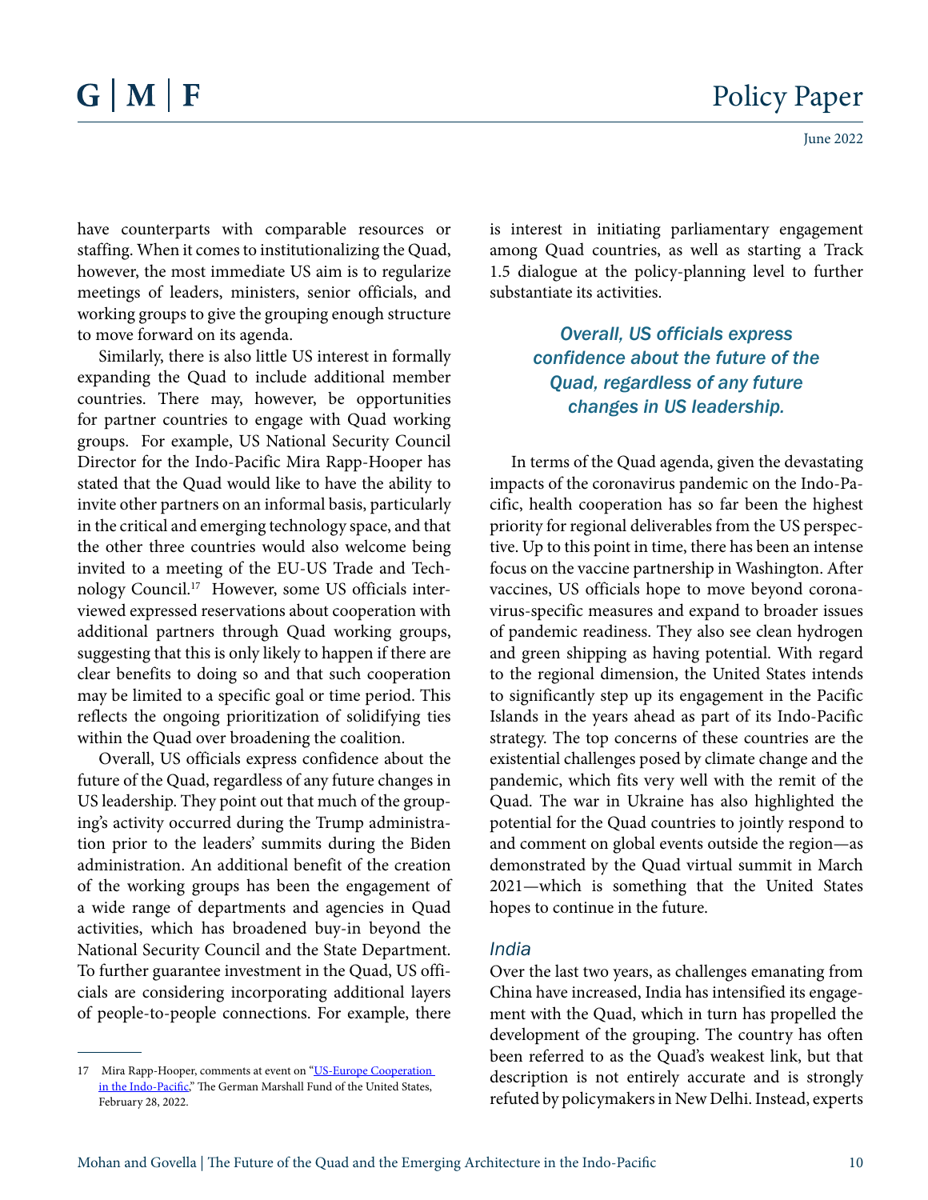have counterparts with comparable resources or staffing. When it comes to institutionalizing the Quad, however, the most immediate US aim is to regularize meetings of leaders, ministers, senior officials, and working groups to give the grouping enough structure to move forward on its agenda.

Similarly, there is also little US interest in formally expanding the Quad to include additional member countries. There may, however, be opportunities for partner countries to engage with Quad working groups. For example, US National Security Council Director for the Indo-Pacific Mira Rapp-Hooper has stated that the Quad would like to have the ability to invite other partners on an informal basis, particularly in the critical and emerging technology space, and that the other three countries would also welcome being invited to a meeting of the EU-US Trade and Technology Council.[17] However, some US officials interviewed expressed reservations about cooperation with additional partners through Quad working groups, suggesting that this is only likely to happen if there are clear benefits to doing so and that such cooperation may be limited to a specific goal or time period. This reflects the ongoing prioritization of solidifying ties within the Quad over broadening the coalition.

Overall, US officials express confidence about the future of the Quad, regardless of any future changes in US leadership. They point out that much of the grouping's activity occurred during the Trump administration prior to the leaders' summits during the Biden administration. An additional benefit of the creation of the working groups has been the engagement of a wide range of departments and agencies in Quad activities, which has broadened buy-in beyond the National Security Council and the State Department. To further guarantee investment in the Quad, US officials are considering incorporating additional layers of people-to-people connections. For example, there is interest in initiating parliamentary engagement among Quad countries, as well as starting a Track 1.5 dialogue at the policy-planning level to further substantiate its activities.

> *Overall, US officials express confidence about the future of the Quad, regardless of any future changes in US leadership.*

In terms of the Quad agenda, given the devastating impacts of the coronavirus pandemic on the Indo-Pacific, health cooperation has so far been the highest priority for regional deliverables from the US perspective. Up to this point in time, there has been an intense focus on the vaccine partnership in Washington. After vaccines, US officials hope to move beyond coronavirus-specific measures and expand to broader issues of pandemic readiness. They also see clean hydrogen and green shipping as having potential. With regard to the regional dimension, the United States intends to significantly step up its engagement in the Pacific Islands in the years ahead as part of its Indo-Pacific strategy. The top concerns of these countries are the existential challenges posed by climate change and the pandemic, which fits very well with the remit of the Quad. The war in Ukraine has also highlighted the potential for the Quad countries to jointly respond to and comment on global events outside the region—as demonstrated by the Quad virtual summit in March 2021—which is something that the United States hopes to continue in the future.

### *India*

Over the last two years, as challenges emanating from China have increased, India has intensified its engagement with the Quad, which in turn has propelled the development of the grouping. The country has often been referred to as the Quad's weakest link, but that description is not entirely accurate and is strongly refuted by policymakers in New Delhi. Instead, experts

---

17 Mira Rapp-Hooper, comments at event on "US-Europe Cooperation in the Indo-Pacific," The German Marshall Fund of the United States, February 28, 2022.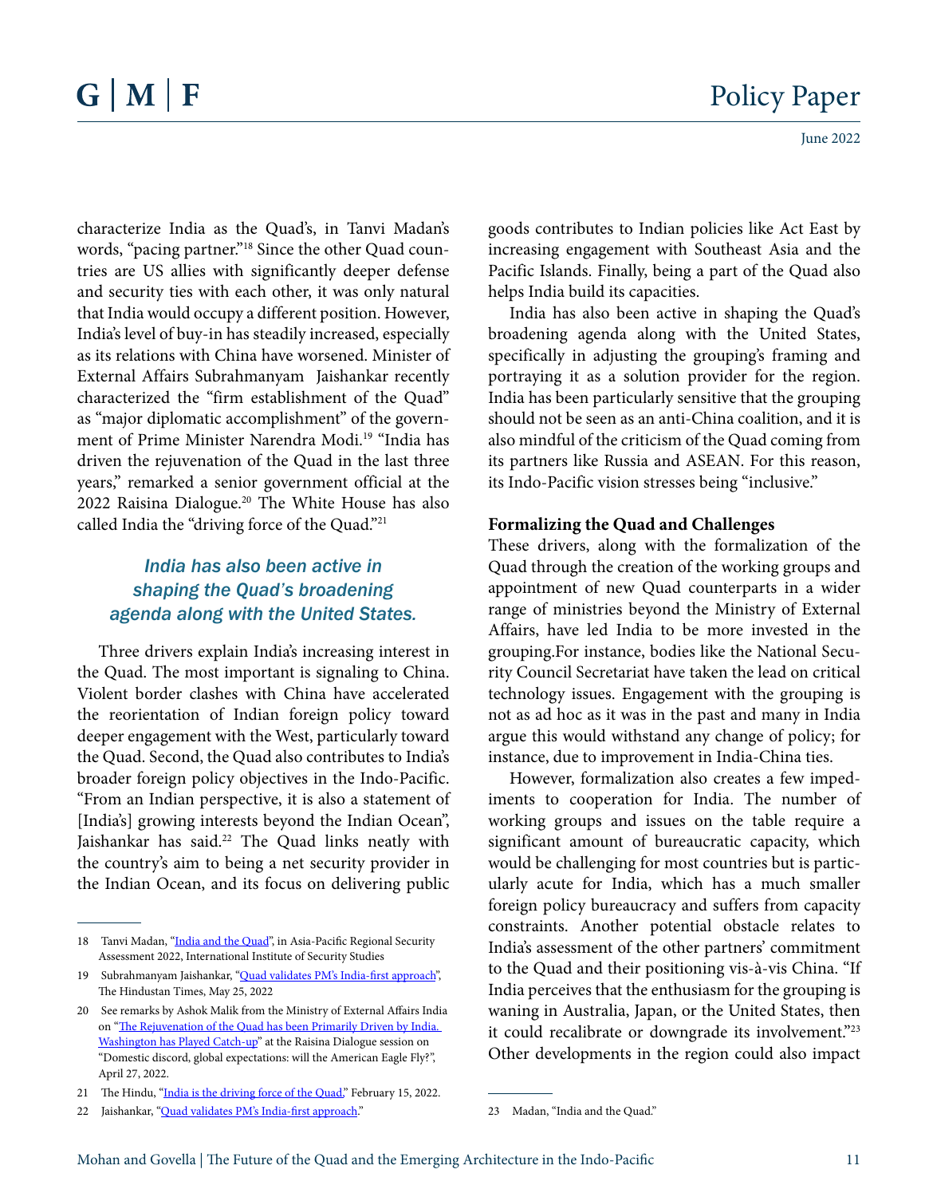characterize India as the Quad's, in Tanvi Madan's words, "pacing partner."[18] Since the other Quad countries are US allies with significantly deeper defense and security ties with each other, it was only natural that India would occupy a different position. However, India's level of buy-in has steadily increased, especially as its relations with China have worsened. Minister of External Affairs Subrahmanyam Jaishankar recently characterized the "firm establishment of the Quad" as "major diplomatic accomplishment" of the government of Prime Minister Narendra Modi.[19] "India has driven the rejuvenation of the Quad in the last three years," remarked a senior government official at the 2022 Raisina Dialogue.[20] The White House has also called India the "driving force of the Quad."[21]

*India has also been active in shaping the Quad's broadening agenda along with the United States.*

Three drivers explain India's increasing interest in the Quad. The most important is signaling to China. Violent border clashes with China have accelerated the reorientation of Indian foreign policy toward deeper engagement with the West, particularly toward the Quad. Second, the Quad also contributes to India's broader foreign policy objectives in the Indo-Pacific. "From an Indian perspective, it is also a statement of [India's] growing interests beyond the Indian Ocean", Jaishankar has said.[22] The Quad links neatly with the country's aim to being a net security provider in the Indian Ocean, and its focus on delivering public goods contributes to Indian policies like Act East by increasing engagement with Southeast Asia and the Pacific Islands. Finally, being a part of the Quad also helps India build its capacities.

India has also been active in shaping the Quad's broadening agenda along with the United States, specifically in adjusting the grouping's framing and portraying it as a solution provider for the region. India has been particularly sensitive that the grouping should not be seen as an anti-China coalition, and it is also mindful of the criticism of the Quad coming from its partners like Russia and ASEAN. For this reason, its Indo-Pacific vision stresses being "inclusive."

**Formalizing the Quad and Challenges**

These drivers, along with the formalization of the Quad through the creation of the working groups and appointment of new Quad counterparts in a wider range of ministries beyond the Ministry of External Affairs, have led India to be more invested in the grouping.For instance, bodies like the National Security Council Secretariat have taken the lead on critical technology issues. Engagement with the grouping is not as ad hoc as it was in the past and many in India argue this would withstand any change of policy; for instance, due to improvement in India-China ties.

However, formalization also creates a few impediments to cooperation for India. The number of working groups and issues on the table require a significant amount of bureaucratic capacity, which would be challenging for most countries but is particularly acute for India, which has a much smaller foreign policy bureaucracy and suffers from capacity constraints. Another potential obstacle relates to India's assessment of the other partners' commitment to the Quad and their positioning vis-à-vis China. "If India perceives that the enthusiasm for the grouping is waning in Australia, Japan, or the United States, then it could recalibrate or downgrade its involvement."[23] Other developments in the region could also impact

---

18 Tanvi Madan, "India and the Quad", in Asia-Pacific Regional Security Assessment 2022, International Institute of Security Studies

19 Subrahmanyam Jaishankar, "Quad validates PM's India-first approach", The Hindustan Times, May 25, 2022

20 See remarks by Ashok Malik from the Ministry of External Affairs India on "The Rejuvenation of the Quad has been Primarily Driven by India. Washington has Played Catch-up" at the Raisina Dialogue session on "Domestic discord, global expectations: will the American Eagle Fly?", April 27, 2022.

21 The Hindu, "India is the driving force of the Quad," February 15, 2022.

22 Jaishankar, "Quad validates PM's India-first approach."

23 Madan, "India and the Quad."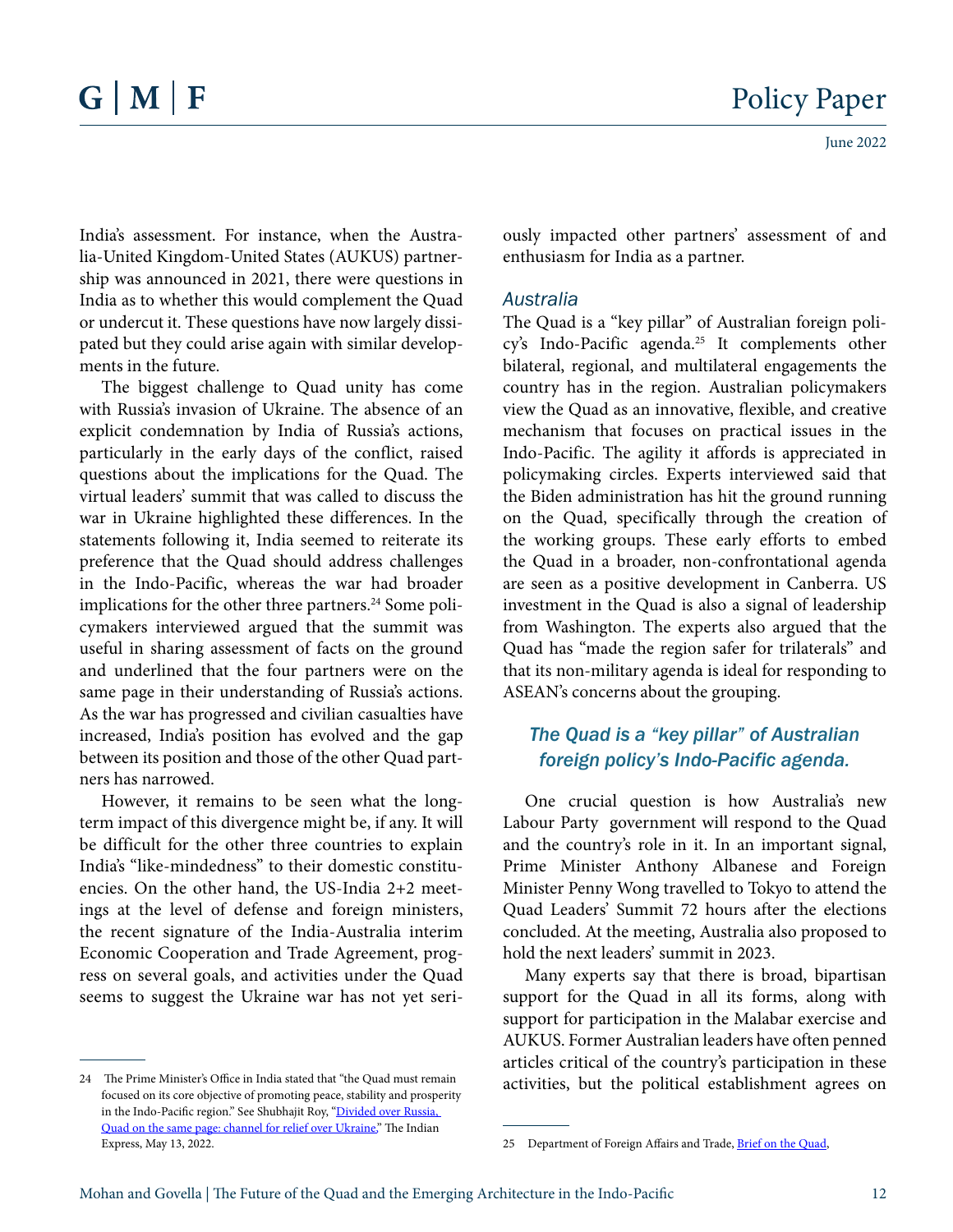India's assessment. For instance, when the Australia-United Kingdom-United States (AUKUS) partnership was announced in 2021, there were questions in India as to whether this would complement the Quad or undercut it. These questions have now largely dissipated but they could arise again with similar developments in the future.

The biggest challenge to Quad unity has come with Russia's invasion of Ukraine. The absence of an explicit condemnation by India of Russia's actions, particularly in the early days of the conflict, raised questions about the implications for the Quad. The virtual leaders' summit that was called to discuss the war in Ukraine highlighted these differences. In the statements following it, India seemed to reiterate its preference that the Quad should address challenges in the Indo-Pacific, whereas the war had broader implications for the other three partners.[24] Some policymakers interviewed argued that the summit was useful in sharing assessment of facts on the ground and underlined that the four partners were on the same page in their understanding of Russia's actions. As the war has progressed and civilian casualties have increased, India's position has evolved and the gap between its position and those of the other Quad partners has narrowed.

However, it remains to be seen what the long-term impact of this divergence might be, if any. It will be difficult for the other three countries to explain India's "like-mindedness" to their domestic constituencies. On the other hand, the US-India 2+2 meetings at the level of defense and foreign ministers, the recent signature of the India-Australia interim Economic Cooperation and Trade Agreement, progress on several goals, and activities under the Quad seems to suggest the Ukraine war has not yet seriously impacted other partners' assessment of and enthusiasm for India as a partner.

### *Australia*

The Quad is a "key pillar" of Australian foreign policy's Indo-Pacific agenda.[25] It complements other bilateral, regional, and multilateral engagements the country has in the region. Australian policymakers view the Quad as an innovative, flexible, and creative mechanism that focuses on practical issues in the Indo-Pacific. The agility it affords is appreciated in policymaking circles. Experts interviewed said that the Biden administration has hit the ground running on the Quad, specifically through the creation of the working groups. These early efforts to embed the Quad in a broader, non-confrontational agenda are seen as a positive development in Canberra. US investment in the Quad is also a signal of leadership from Washington. The experts also argued that the Quad has "made the region safer for trilaterals" and that its non-military agenda is ideal for responding to ASEAN's concerns about the grouping.

> *The Quad is a "key pillar" of Australian foreign policy's Indo-Pacific agenda.*

One crucial question is how Australia's new Labour Party government will respond to the Quad and the country's role in it. In an important signal, Prime Minister Anthony Albanese and Foreign Minister Penny Wong travelled to Tokyo to attend the Quad Leaders' Summit 72 hours after the elections concluded. At the meeting, Australia also proposed to hold the next leaders' summit in 2023.

Many experts say that there is broad, bipartisan support for the Quad in all its forms, along with support for participation in the Malabar exercise and AUKUS. Former Australian leaders have often penned articles critical of the country's participation in these activities, but the political establishment agrees on

---

24 The Prime Minister's Office in India stated that "the Quad must remain focused on its core objective of promoting peace, stability and prosperity in the Indo-Pacific region." See Shubhajit Roy, "Divided over Russia, Quad on the same page: channel for relief over Ukraine," The Indian Express, May 13, 2022.

25 Department of Foreign Affairs and Trade, Brief on the Quad,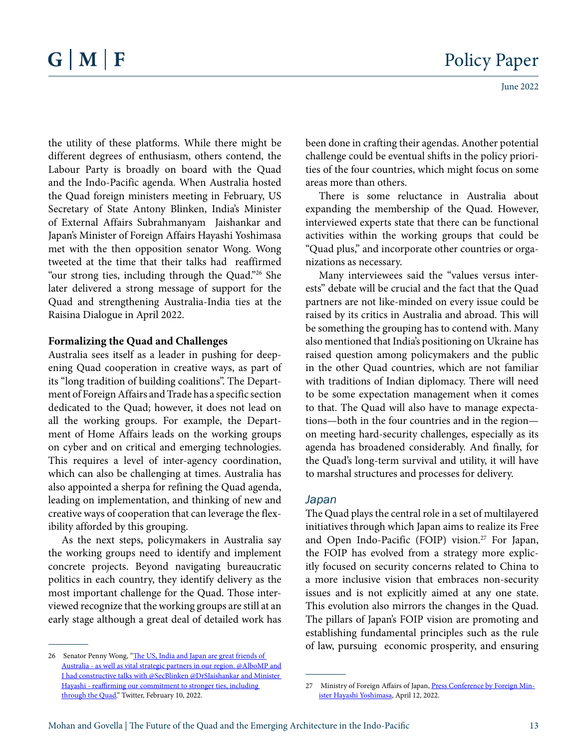the utility of these platforms. While there might be different degrees of enthusiasm, others contend, the Labour Party is broadly on board with the Quad and the Indo-Pacific agenda. When Australia hosted the Quad foreign ministers meeting in February, US Secretary of State Antony Blinken, India's Minister of External Affairs Subrahmanyam Jaishankar and Japan's Minister of Foreign Affairs Hayashi Yoshimasa met with the then opposition senator Wong. Wong tweeted at the time that their talks had reaffirmed "our strong ties, including through the Quad."[26] She later delivered a strong message of support for the Quad and strengthening Australia-India ties at the Raisina Dialogue in April 2022.

**Formalizing the Quad and Challenges**

Australia sees itself as a leader in pushing for deepening Quad cooperation in creative ways, as part of its "long tradition of building coalitions". The Department of Foreign Affairs and Trade has a specific section dedicated to the Quad; however, it does not lead on all the working groups. For example, the Department of Home Affairs leads on the working groups on cyber and on critical and emerging technologies. This requires a level of inter-agency coordination, which can also be challenging at times. Australia has also appointed a sherpa for refining the Quad agenda, leading on implementation, and thinking of new and creative ways of cooperation that can leverage the flexibility afforded by this grouping.

As the next steps, policymakers in Australia say the working groups need to identify and implement concrete projects. Beyond navigating bureaucratic politics in each country, they identify delivery as the most important challenge for the Quad. Those interviewed recognize that the working groups are still at an early stage although a great deal of detailed work has been done in crafting their agendas. Another potential challenge could be eventual shifts in the policy priorities of the four countries, which might focus on some areas more than others.

There is some reluctance in Australia about expanding the membership of the Quad. However, interviewed experts state that there can be functional activities within the working groups that could be "Quad plus," and incorporate other countries or organizations as necessary.

Many interviewees said the "values versus interests" debate will be crucial and the fact that the Quad partners are not like-minded on every issue could be raised by its critics in Australia and abroad. This will be something the grouping has to contend with. Many also mentioned that India's positioning on Ukraine has raised question among policymakers and the public in the other Quad countries, which are not familiar with traditions of Indian diplomacy. There will need to be some expectation management when it comes to that. The Quad will also have to manage expectations—both in the four countries and in the region—on meeting hard-security challenges, especially as its agenda has broadened considerably. And finally, for the Quad's long-term survival and utility, it will have to marshal structures and processes for delivery.

### *Japan*

The Quad plays the central role in a set of multilayered initiatives through which Japan aims to realize its Free and Open Indo-Pacific (FOIP) vision.[27] For Japan, the FOIP has evolved from a strategy more explicitly focused on security concerns related to China to a more inclusive vision that embraces non-security issues and is not explicitly aimed at any one state. This evolution also mirrors the changes in the Quad. The pillars of Japan's FOIP vision are promoting and establishing fundamental principles such as the rule of law, pursuing economic prosperity, and ensuring

---

26 Senator Penny Wong, "The US, India and Japan are great friends of Australia - as well as vital strategic partners in our region. @AlboMP and I had constructive talks with @SecBlinken @DrSJaishankar and Minister Hayashi - reaffirming our commitment to stronger ties, including through the Quad." Twitter, February 10, 2022.

27 Ministry of Foreign Affairs of Japan, Press Conference by Foreign Minister Hayashi Yoshimasa, April 12, 2022.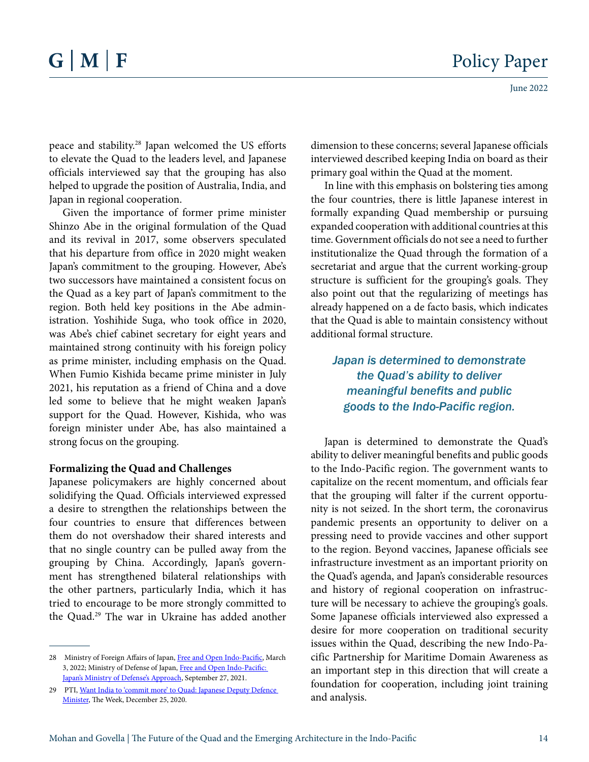peace and stability.[28] Japan welcomed the US efforts to elevate the Quad to the leaders level, and Japanese officials interviewed say that the grouping has also helped to upgrade the position of Australia, India, and Japan in regional cooperation.

Given the importance of former prime minister Shinzo Abe in the original formulation of the Quad and its revival in 2017, some observers speculated that his departure from office in 2020 might weaken Japan's commitment to the grouping. However, Abe's two successors have maintained a consistent focus on the Quad as a key part of Japan's commitment to the region. Both held key positions in the Abe administration. Yoshihide Suga, who took office in 2020, was Abe's chief cabinet secretary for eight years and maintained strong continuity with his foreign policy as prime minister, including emphasis on the Quad. When Fumio Kishida became prime minister in July 2021, his reputation as a friend of China and a dove led some to believe that he might weaken Japan's support for the Quad. However, Kishida, who was foreign minister under Abe, has also maintained a strong focus on the grouping.

**Formalizing the Quad and Challenges**

Japanese policymakers are highly concerned about solidifying the Quad. Officials interviewed expressed a desire to strengthen the relationships between the four countries to ensure that differences between them do not overshadow their shared interests and that no single country can be pulled away from the grouping by China. Accordingly, Japan's government has strengthened bilateral relationships with the other partners, particularly India, which it has tried to encourage to be more strongly committed to the Quad.[29] The war in Ukraine has added another dimension to these concerns; several Japanese officials interviewed described keeping India on board as their primary goal within the Quad at the moment.

In line with this emphasis on bolstering ties among the four countries, there is little Japanese interest in formally expanding Quad membership or pursuing expanded cooperation with additional countries at this time. Government officials do not see a need to further institutionalize the Quad through the formation of a secretariat and argue that the current working-group structure is sufficient for the grouping's goals. They also point out that the regularizing of meetings has already happened on a de facto basis, which indicates that the Quad is able to maintain consistency without additional formal structure.

*Japan is determined to demonstrate the Quad's ability to deliver meaningful benefits and public goods to the Indo-Pacific region.*

Japan is determined to demonstrate the Quad's ability to deliver meaningful benefits and public goods to the Indo-Pacific region. The government wants to capitalize on the recent momentum, and officials fear that the grouping will falter if the current opportunity is not seized. In the short term, the coronavirus pandemic presents an opportunity to deliver on a pressing need to provide vaccines and other support to the region. Beyond vaccines, Japanese officials see infrastructure investment as an important priority on the Quad's agenda, and Japan's considerable resources and history of regional cooperation on infrastructure will be necessary to achieve the grouping's goals. Some Japanese officials interviewed also expressed a desire for more cooperation on traditional security issues within the Quad, describing the new Indo-Pacific Partnership for Maritime Domain Awareness as an important step in this direction that will create a foundation for cooperation, including joint training and analysis.

---

28 Ministry of Foreign Affairs of Japan, Free and Open Indo-Pacific, March 3, 2022; Ministry of Defense of Japan, Free and Open Indo-Pacific: Japan's Ministry of Defense's Approach, September 27, 2021.

29 PTI, Want India to 'commit more' to Quad: Japanese Deputy Defence Minister, The Week, December 25, 2020.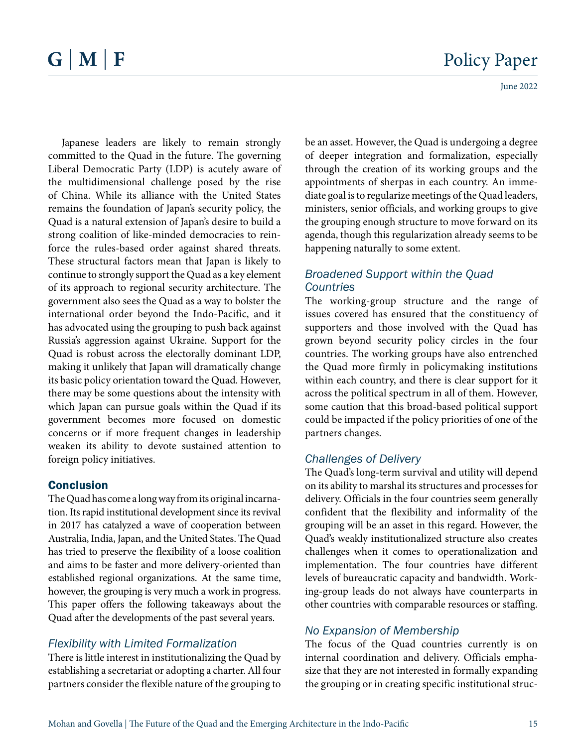Japanese leaders are likely to remain strongly committed to the Quad in the future. The governing Liberal Democratic Party (LDP) is acutely aware of the multidimensional challenge posed by the rise of China. While its alliance with the United States remains the foundation of Japan's security policy, the Quad is a natural extension of Japan's desire to build a strong coalition of like-minded democracies to reinforce the rules-based order against shared threats. These structural factors mean that Japan is likely to continue to strongly support the Quad as a key element of its approach to regional security architecture. The government also sees the Quad as a way to bolster the international order beyond the Indo-Pacific, and it has advocated using the grouping to push back against Russia's aggression against Ukraine. Support for the Quad is robust across the electorally dominant LDP, making it unlikely that Japan will dramatically change its basic policy orientation toward the Quad. However, there may be some questions about the intensity with which Japan can pursue goals within the Quad if its government becomes more focused on domestic concerns or if more frequent changes in leadership weaken its ability to devote sustained attention to foreign policy initiatives.

## Conclusion

The Quad has come a long way from its original incarnation. Its rapid institutional development since its revival in 2017 has catalyzed a wave of cooperation between Australia, India, Japan, and the United States. The Quad has tried to preserve the flexibility of a loose coalition and aims to be faster and more delivery-oriented than established regional organizations. At the same time, however, the grouping is very much a work in progress. This paper offers the following takeaways about the Quad after the developments of the past several years.

### *Flexibility with Limited Formalization*

There is little interest in institutionalizing the Quad by establishing a secretariat or adopting a charter. All four partners consider the flexible nature of the grouping to be an asset. However, the Quad is undergoing a degree of deeper integration and formalization, especially through the creation of its working groups and the appointments of sherpas in each country. An immediate goal is to regularize meetings of the Quad leaders, ministers, senior officials, and working groups to give the grouping enough structure to move forward on its agenda, though this regularization already seems to be happening naturally to some extent.

### *Broadened Support within the Quad Countries*

The working-group structure and the range of issues covered has ensured that the constituency of supporters and those involved with the Quad has grown beyond security policy circles in the four countries. The working groups have also entrenched the Quad more firmly in policymaking institutions within each country, and there is clear support for it across the political spectrum in all of them. However, some caution that this broad-based political support could be impacted if the policy priorities of one of the partners changes.

### *Challenges of Delivery*

The Quad's long-term survival and utility will depend on its ability to marshal its structures and processes for delivery. Officials in the four countries seem generally confident that the flexibility and informality of the grouping will be an asset in this regard. However, the Quad's weakly institutionalized structure also creates challenges when it comes to operationalization and implementation. The four countries have different levels of bureaucratic capacity and bandwidth. Working-group leads do not always have counterparts in other countries with comparable resources or staffing.

### *No Expansion of Membership*

The focus of the Quad countries currently is on internal coordination and delivery. Officials emphasize that they are not interested in formally expanding the grouping or in creating specific institutional struc-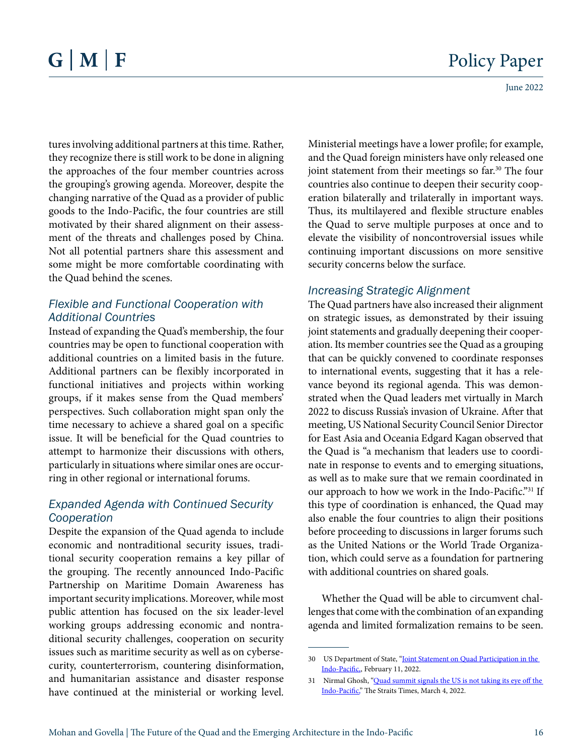tures involving additional partners at this time. Rather, they recognize there is still work to be done in aligning the approaches of the four member countries across the grouping's growing agenda. Moreover, despite the changing narrative of the Quad as a provider of public goods to the Indo-Pacific, the four countries are still motivated by their shared alignment on their assessment of the threats and challenges posed by China. Not all potential partners share this assessment and some might be more comfortable coordinating with the Quad behind the scenes.

### *Flexible and Functional Cooperation with Additional Countries*

Instead of expanding the Quad's membership, the four countries may be open to functional cooperation with additional countries on a limited basis in the future. Additional partners can be flexibly incorporated in functional initiatives and projects within working groups, if it makes sense from the Quad members' perspectives. Such collaboration might span only the time necessary to achieve a shared goal on a specific issue. It will be beneficial for the Quad countries to attempt to harmonize their discussions with others, particularly in situations where similar ones are occurring in other regional or international forums.

### *Expanded Agenda with Continued Security Cooperation*

Despite the expansion of the Quad agenda to include economic and nontraditional security issues, traditional security cooperation remains a key pillar of the grouping. The recently announced Indo-Pacific Partnership on Maritime Domain Awareness has important security implications. Moreover, while most public attention has focused on the six leader-level working groups addressing economic and nontraditional security challenges, cooperation on security issues such as maritime security as well as on cybersecurity, counterterrorism, countering disinformation, and humanitarian assistance and disaster response have continued at the ministerial or working level. Ministerial meetings have a lower profile; for example, and the Quad foreign ministers have only released one joint statement from their meetings so far.[30] The four countries also continue to deepen their security cooperation bilaterally and trilaterally in important ways. Thus, its multilayered and flexible structure enables the Quad to serve multiple purposes at once and to elevate the visibility of noncontroversial issues while continuing important discussions on more sensitive security concerns below the surface.

### *Increasing Strategic Alignment*

The Quad partners have also increased their alignment on strategic issues, as demonstrated by their issuing joint statements and gradually deepening their cooperation. Its member countries see the Quad as a grouping that can be quickly convened to coordinate responses to international events, suggesting that it has a relevance beyond its regional agenda. This was demonstrated when the Quad leaders met virtually in March 2022 to discuss Russia's invasion of Ukraine. After that meeting, US National Security Council Senior Director for East Asia and Oceania Edgard Kagan observed that the Quad is "a mechanism that leaders use to coordinate in response to events and to emerging situations, as well as to make sure that we remain coordinated in our approach to how we work in the Indo-Pacific."[31] If this type of coordination is enhanced, the Quad may also enable the four countries to align their positions before proceeding to discussions in larger forums such as the United Nations or the World Trade Organization, which could serve as a foundation for partnering with additional countries on shared goals.

Whether the Quad will be able to circumvent challenges that come with the combination of an expanding agenda and limited formalization remains to be seen.

---

30 US Department of State, "Joint Statement on Quad Participation in the Indo-Pacific,, February 11, 2022.

31 Nirmal Ghosh, "Quad summit signals the US is not taking its eye off the Indo-Pacific," The Straits Times, March 4, 2022.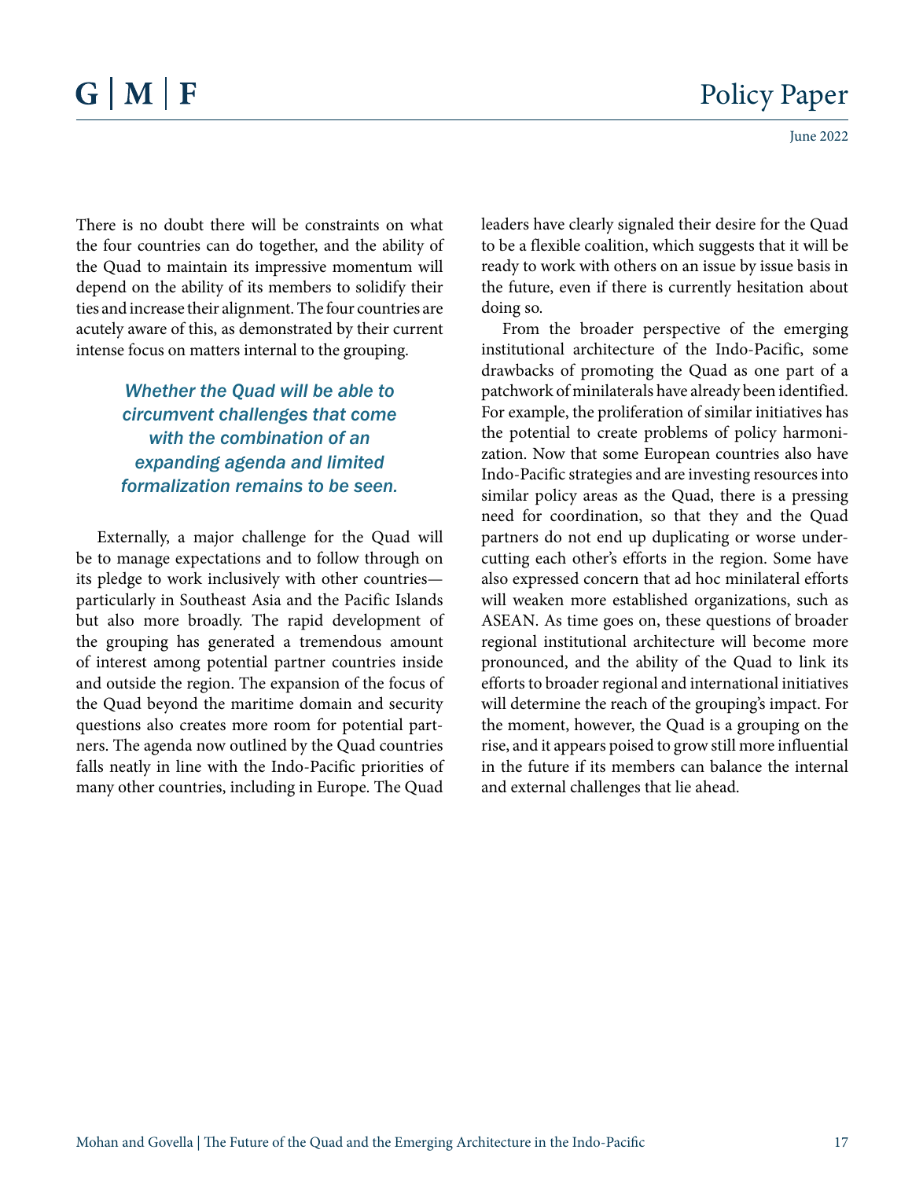There is no doubt there will be constraints on what the four countries can do together, and the ability of the Quad to maintain its impressive momentum will depend on the ability of its members to solidify their ties and increase their alignment. The four countries are acutely aware of this, as demonstrated by their current intense focus on matters internal to the grouping.

> *Whether the Quad will be able to circumvent challenges that come with the combination of an expanding agenda and limited formalization remains to be seen.*

Externally, a major challenge for the Quad will be to manage expectations and to follow through on its pledge to work inclusively with other countries—particularly in Southeast Asia and the Pacific Islands but also more broadly. The rapid development of the grouping has generated a tremendous amount of interest among potential partner countries inside and outside the region. The expansion of the focus of the Quad beyond the maritime domain and security questions also creates more room for potential partners. The agenda now outlined by the Quad countries falls neatly in line with the Indo-Pacific priorities of many other countries, including in Europe. The Quad leaders have clearly signaled their desire for the Quad to be a flexible coalition, which suggests that it will be ready to work with others on an issue by issue basis in the future, even if there is currently hesitation about doing so.

From the broader perspective of the emerging institutional architecture of the Indo-Pacific, some drawbacks of promoting the Quad as one part of a patchwork of minilaterals have already been identified. For example, the proliferation of similar initiatives has the potential to create problems of policy harmonization. Now that some European countries also have Indo-Pacific strategies and are investing resources into similar policy areas as the Quad, there is a pressing need for coordination, so that they and the Quad partners do not end up duplicating or worse undercutting each other's efforts in the region. Some have also expressed concern that ad hoc minilateral efforts will weaken more established organizations, such as ASEAN. As time goes on, these questions of broader regional institutional architecture will become more pronounced, and the ability of the Quad to link its efforts to broader regional and international initiatives will determine the reach of the grouping's impact. For the moment, however, the Quad is a grouping on the rise, and it appears poised to grow still more influential in the future if its members can balance the internal and external challenges that lie ahead.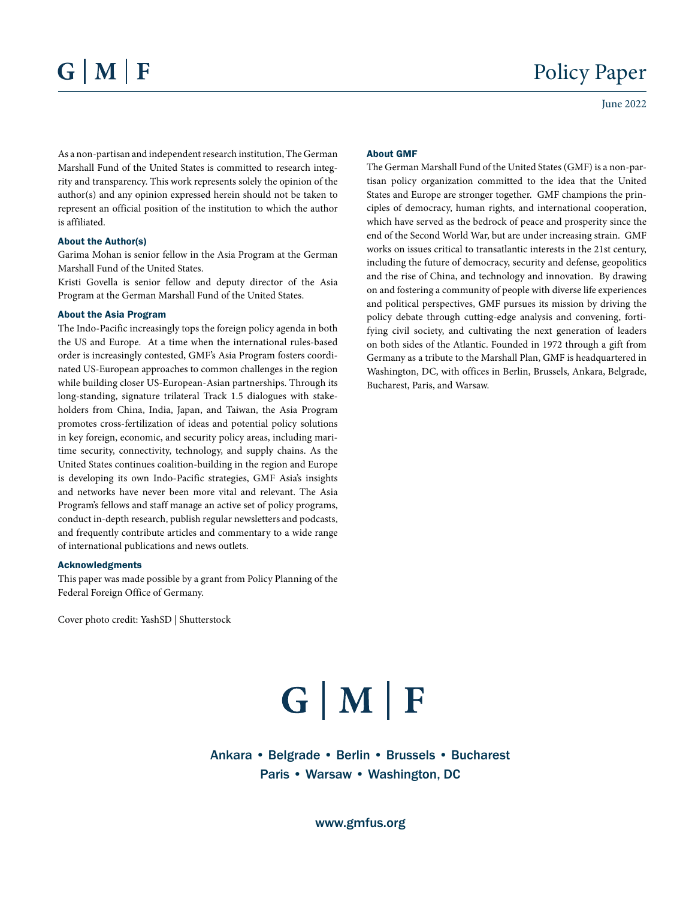G | M | F

Policy Paper

June 2022

As a non-partisan and independent research institution, The German Marshall Fund of the United States is committed to research integrity and transparency. This work represents solely the opinion of the author(s) and any opinion expressed herein should not be taken to represent an official position of the institution to which the author is affiliated.

### About the Author(s)

Garima Mohan is senior fellow in the Asia Program at the German Marshall Fund of the United States.

Kristi Govella is senior fellow and deputy director of the Asia Program at the German Marshall Fund of the United States.

### About the Asia Program

The Indo-Pacific increasingly tops the foreign policy agenda in both the US and Europe. At a time when the international rules-based order is increasingly contested, GMF's Asia Program fosters coordinated US-European approaches to common challenges in the region while building closer US-European-Asian partnerships. Through its long-standing, signature trilateral Track 1.5 dialogues with stakeholders from China, India, Japan, and Taiwan, the Asia Program promotes cross-fertilization of ideas and potential policy solutions in key foreign, economic, and security policy areas, including maritime security, connectivity, technology, and supply chains. As the United States continues coalition-building in the region and Europe is developing its own Indo-Pacific strategies, GMF Asia's insights and networks have never been more vital and relevant. The Asia Program's fellows and staff manage an active set of policy programs, conduct in-depth research, publish regular newsletters and podcasts, and frequently contribute articles and commentary to a wide range of international publications and news outlets.

### Acknowledgments

This paper was made possible by a grant from Policy Planning of the Federal Foreign Office of Germany.

Cover photo credit: YashSD | Shutterstock

### About GMF

The German Marshall Fund of the United States (GMF) is a non-partisan policy organization committed to the idea that the United States and Europe are stronger together. GMF champions the principles of democracy, human rights, and international cooperation, which have served as the bedrock of peace and prosperity since the end of the Second World War, but are under increasing strain. GMF works on issues critical to transatlantic interests in the 21st century, including the future of democracy, security and defense, geopolitics and the rise of China, and technology and innovation. By drawing on and fostering a community of people with diverse life experiences and political perspectives, GMF pursues its mission by driving the policy debate through cutting-edge analysis and convening, fortifying civil society, and cultivating the next generation of leaders on both sides of the Atlantic. Founded in 1972 through a gift from Germany as a tribute to the Marshall Plan, GMF is headquartered in Washington, DC, with offices in Berlin, Brussels, Ankara, Belgrade, Bucharest, Paris, and Warsaw.

G | M | F

Ankara • Belgrade • Berlin • Brussels • Bucharest
Paris • Warsaw • Washington, DC

www.gmfus.org